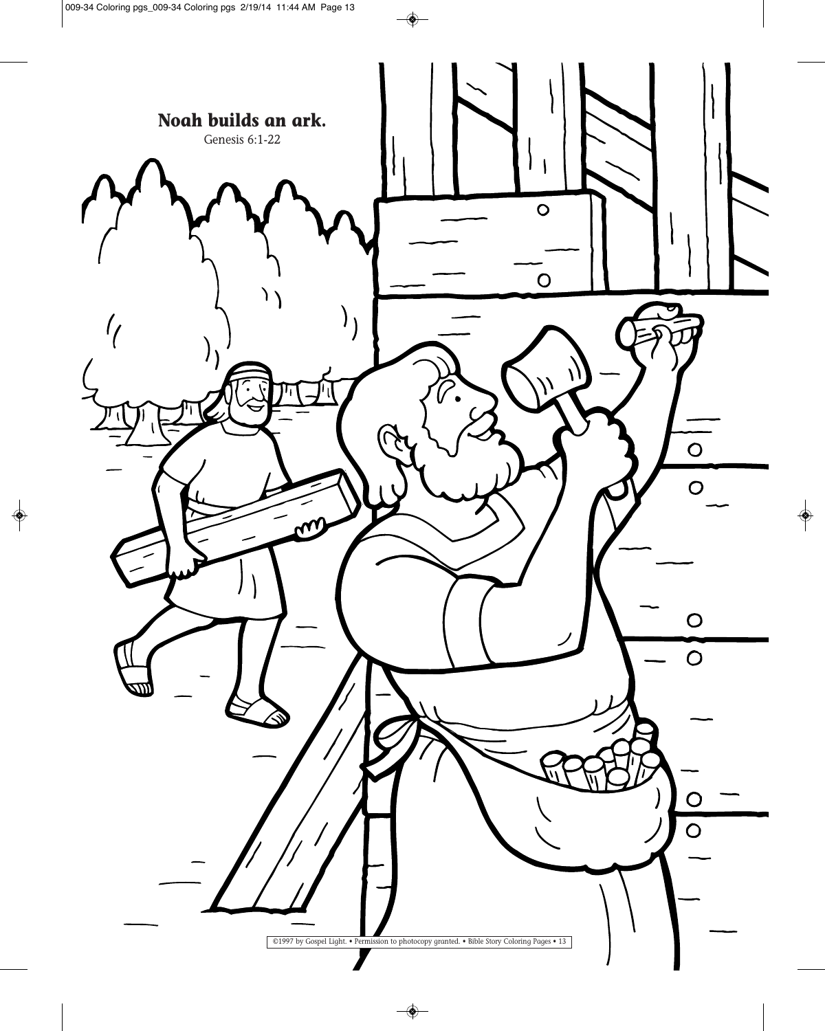**Noah builds an ark.**

Genesis 6:1-22

©1997 by Gospel Light. • Permission to photocopy granted. • Bible Story Coloring Pages • 13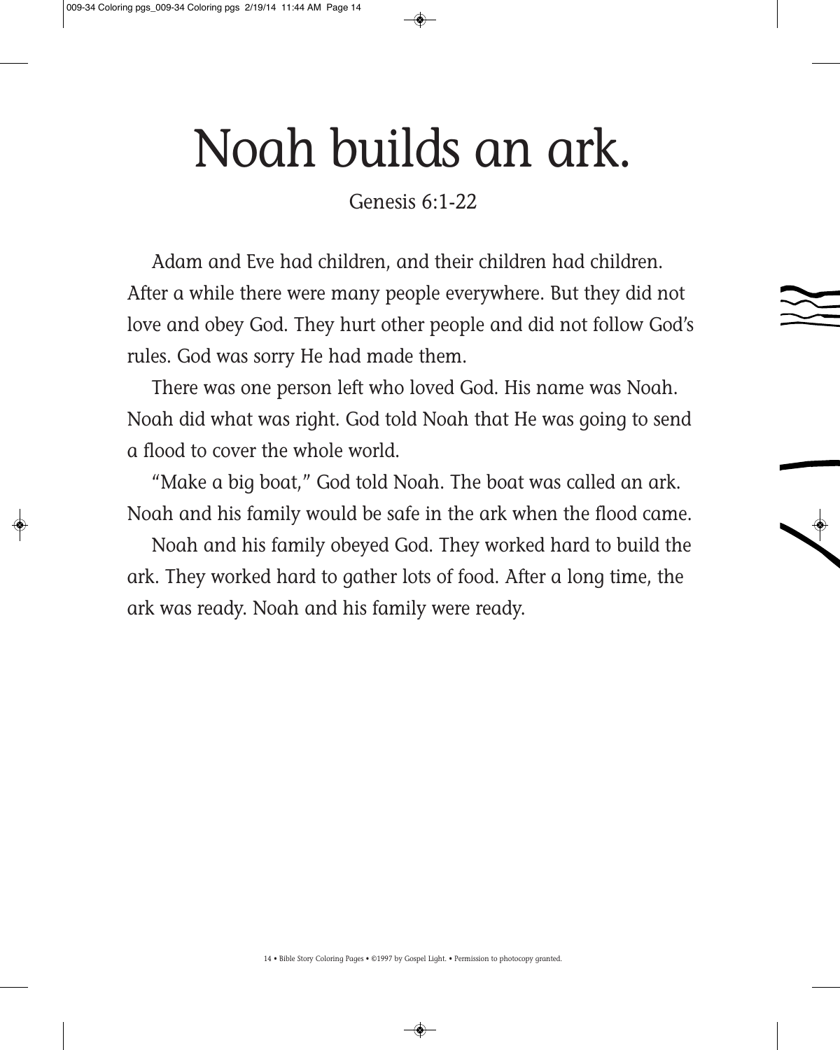# Noah builds an ark.

Genesis 6:1-22

Adam and Eve had children, and their children had children. After a while there were many people everywhere. But they did not love and obey God. They hurt other people and did not follow God's rules. God was sorry He had made them.

There was one person left who loved God. His name was Noah. Noah did what was right. God told Noah that He was going to send a flood to cover the whole world.

"Make a big boat," God told Noah. The boat was called an ark. Noah and his family would be safe in the ark when the flood came.

Noah and his family obeyed God. They worked hard to build the ark. They worked hard to gather lots of food. After a long time, the ark was ready. Noah and his family were ready.